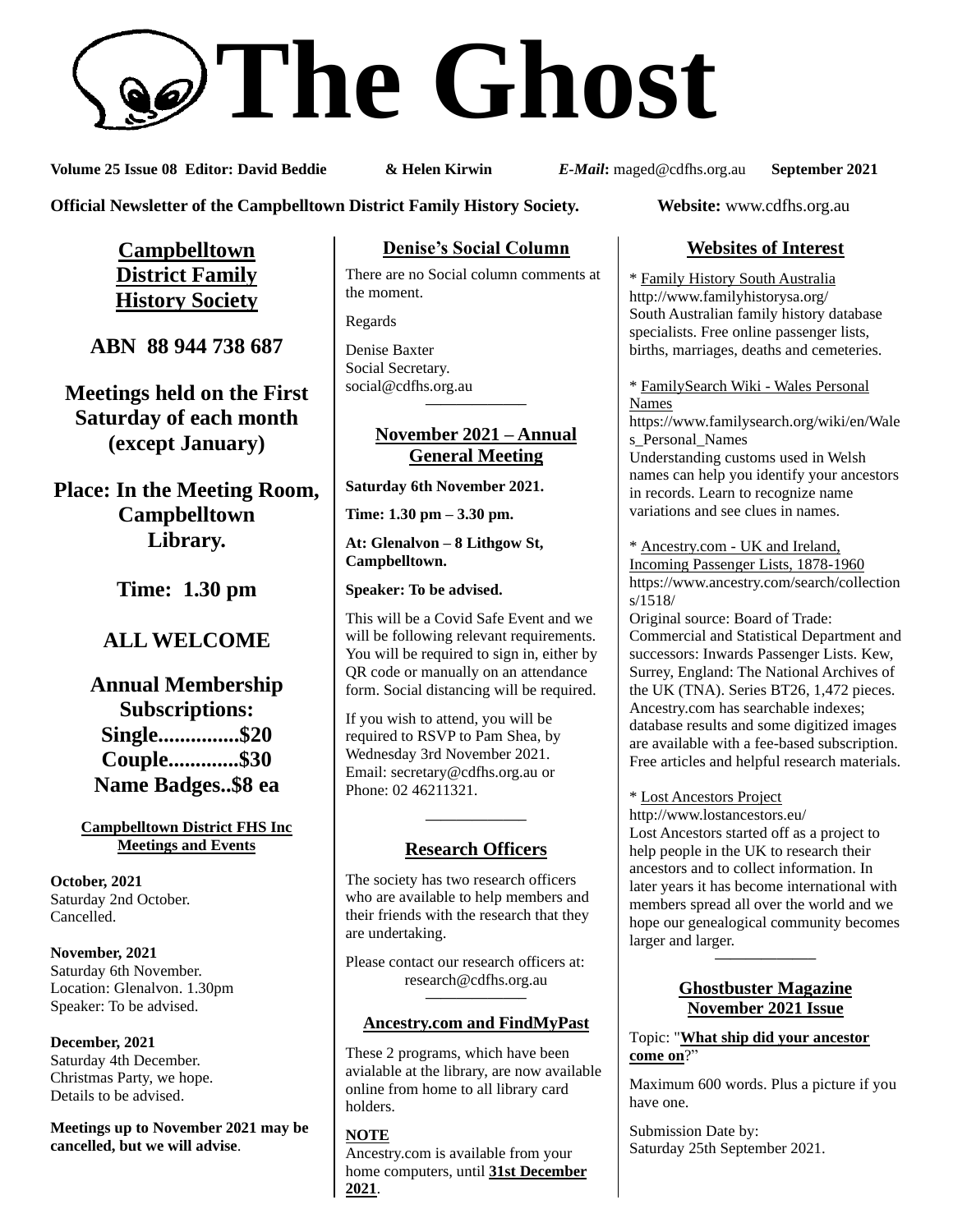# The Ghost

**Volume 25 Issue 08 Editor: David Beddie & Helen Kirwin** ***E-Mail*****:** maged@cdfhs.org.au **September 2021**

**Official Newsletter of the Campbelltown District Family History Society.** **Website:** www.cdfhs.org.au

## Campbelltown District Family History Society

**ABN 88 944 738 687**

**Meetings held on the First Saturday of each month (except January)**

**Place: In the Meeting Room, Campbelltown Library.**

**Time: 1.30 pm**

**ALL WELCOME**

**Annual Membership Subscriptions:**
**Single...............$20**
**Couple.............$30**
**Name Badges..$8 ea**

### Campbelltown District FHS Inc Meetings and Events

**October, 2021**
Saturday 2nd October.
Cancelled.

**November, 2021**
Saturday 6th November.
Location: Glenalvon. 1.30pm
Speaker: To be advised.

**December, 2021**
Saturday 4th December.
Christmas Party, we hope.
Details to be advised.

**Meetings up to November 2021 may be cancelled, but we will advise**.

## Denise's Social Column

There are no Social column comments at the moment.

Regards

Denise Baxter
Social Secretary.
social@cdfhs.org.au

## November 2021 – Annual General Meeting

**Saturday 6th November 2021.**

**Time: 1.30 pm – 3.30 pm.**

**At: Glenalvon – 8 Lithgow St, Campbelltown.**

**Speaker: To be advised.**

This will be a Covid Safe Event and we will be following relevant requirements. You will be required to sign in, either by QR code or manually on an attendance form. Social distancing will be required.

If you wish to attend, you will be required to RSVP to Pam Shea, by Wednesday 3rd November 2021. Email: secretary@cdfhs.org.au or Phone: 02 46211321.

## Research Officers

The society has two research officers who are available to help members and their friends with the research that they are undertaking.

Please contact our research officers at: research@cdfhs.org.au

## Ancestry.com and FindMyPast

These 2 programs, which have been avialable at the library, are now available online from home to all library card holders.

**NOTE**
Ancestry.com is available from your home computers, until **31st December 2021**.

## Websites of Interest

* Family History South Australia
http://www.familyhistorysa.org/
South Australian family history database specialists. Free online passenger lists, births, marriages, deaths and cemeteries.

* FamilySearch Wiki - Wales Personal Names
https://www.familysearch.org/wiki/en/Wales_Personal_Names
Understanding customs used in Welsh names can help you identify your ancestors in records. Learn to recognize name variations and see clues in names.

* Ancestry.com - UK and Ireland, Incoming Passenger Lists, 1878-1960
https://www.ancestry.com/search/collections/1518/
Original source: Board of Trade: Commercial and Statistical Department and successors: Inwards Passenger Lists. Kew, Surrey, England: The National Archives of the UK (TNA). Series BT26, 1,472 pieces. Ancestry.com has searchable indexes; database results and some digitized images are available with a fee-based subscription. Free articles and helpful research materials.

* Lost Ancestors Project
http://www.lostancestors.eu/
Lost Ancestors started off as a project to help people in the UK to research their ancestors and to collect information. In later years it has become international with members spread all over the world and we hope our genealogical community becomes larger and larger.

## Ghostbuster Magazine November 2021 Issue

Topic: "**What ship did your ancestor come on**?"

Maximum 600 words. Plus a picture if you have one.

Submission Date by:
Saturday 25th September 2021.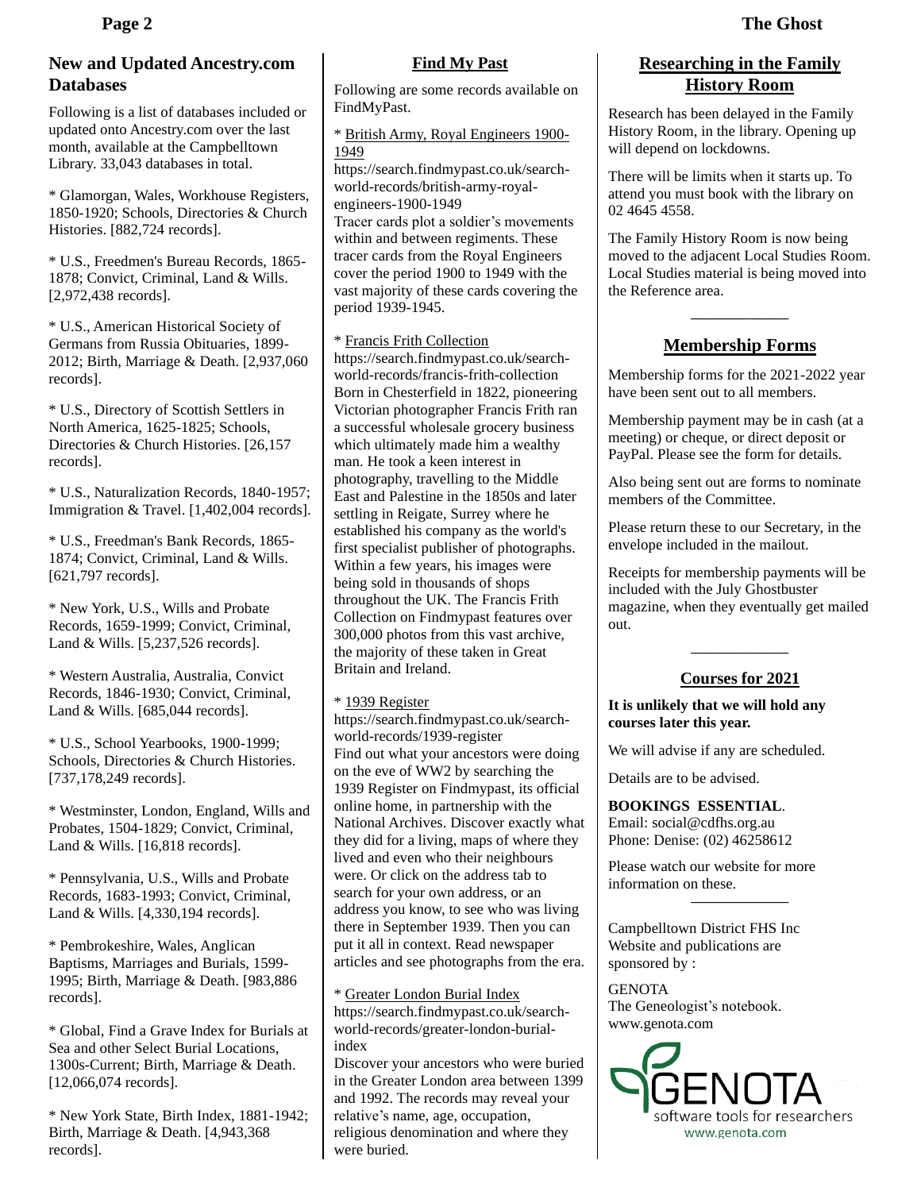## New and Updated Ancestry.com Databases

Following is a list of databases included or updated onto Ancestry.com over the last month, available at the Campbelltown Library. 33,043 databases in total.

* Glamorgan, Wales, Workhouse Registers, 1850-1920; Schools, Directories & Church Histories. [882,724 records].

* U.S., Freedmen's Bureau Records, 1865-1878; Convict, Criminal, Land & Wills. [2,972,438 records].

* U.S., American Historical Society of Germans from Russia Obituaries, 1899-2012; Birth, Marriage & Death. [2,937,060 records].

* U.S., Directory of Scottish Settlers in North America, 1625-1825; Schools, Directories & Church Histories. [26,157 records].

* U.S., Naturalization Records, 1840-1957; Immigration & Travel. [1,402,004 records].

* U.S., Freedman's Bank Records, 1865-1874; Convict, Criminal, Land & Wills. [621,797 records].

* New York, U.S., Wills and Probate Records, 1659-1999; Convict, Criminal, Land & Wills. [5,237,526 records].

* Western Australia, Australia, Convict Records, 1846-1930; Convict, Criminal, Land & Wills. [685,044 records].

* U.S., School Yearbooks, 1900-1999; Schools, Directories & Church Histories. [737,178,249 records].

* Westminster, London, England, Wills and Probates, 1504-1829; Convict, Criminal, Land & Wills. [16,818 records].

* Pennsylvania, U.S., Wills and Probate Records, 1683-1993; Convict, Criminal, Land & Wills. [4,330,194 records].

* Pembrokeshire, Wales, Anglican Baptisms, Marriages and Burials, 1599-1995; Birth, Marriage & Death. [983,886 records].

* Global, Find a Grave Index for Burials at Sea and other Select Burial Locations, 1300s-Current; Birth, Marriage & Death. [12,066,074 records].

* New York State, Birth Index, 1881-1942; Birth, Marriage & Death. [4,943,368 records].

## Find My Past

Following are some records available on FindMyPast.

* British Army, Royal Engineers 1900-1949
https://search.findmypast.co.uk/search-world-records/british-army-royal-engineers-1900-1949
Tracer cards plot a soldier's movements within and between regiments. These tracer cards from the Royal Engineers cover the period 1900 to 1949 with the vast majority of these cards covering the period 1939-1945.

* Francis Frith Collection
https://search.findmypast.co.uk/search-world-records/francis-frith-collection
Born in Chesterfield in 1822, pioneering Victorian photographer Francis Frith ran a successful wholesale grocery business which ultimately made him a wealthy man. He took a keen interest in photography, travelling to the Middle East and Palestine in the 1850s and later settling in Reigate, Surrey where he established his company as the world's first specialist publisher of photographs. Within a few years, his images were being sold in thousands of shops throughout the UK. The Francis Frith Collection on Findmypast features over 300,000 photos from this vast archive, the majority of these taken in Great Britain and Ireland.

* 1939 Register
https://search.findmypast.co.uk/search-world-records/1939-register
Find out what your ancestors were doing on the eve of WW2 by searching the 1939 Register on Findmypast, its official online home, in partnership with the National Archives. Discover exactly what they did for a living, maps of where they lived and even who their neighbours were. Or click on the address tab to search for your own address, or an address you know, to see who was living there in September 1939. Then you can put it all in context. Read newspaper articles and see photographs from the era.

* Greater London Burial Index
https://search.findmypast.co.uk/search-world-records/greater-london-burial-index
Discover your ancestors who were buried in the Greater London area between 1399 and 1992. The records may reveal your relative's name, age, occupation, religious denomination and where they were buried.

## Researching in the Family History Room

Research has been delayed in the Family History Room, in the library. Opening up will depend on lockdowns.

There will be limits when it starts up. To attend you must book with the library on 02 4645 4558.

The Family History Room is now being moved to the adjacent Local Studies Room. Local Studies material is being moved into the Reference area.

---

## Membership Forms

Membership forms for the 2021-2022 year have been sent out to all members.

Membership payment may be in cash (at a meeting) or cheque, or direct deposit or PayPal. Please see the form for details.

Also being sent out are forms to nominate members of the Committee.

Please return these to our Secretary, in the envelope included in the mailout.

Receipts for membership payments will be included with the July Ghostbuster magazine, when they eventually get mailed out.

---

## Courses for 2021

**It is unlikely that we will hold any courses later this year.**

We will advise if any are scheduled.

Details are to be advised.

**BOOKINGS ESSENTIAL**.
Email: social@cdfhs.org.au
Phone: Denise: (02) 46258612

Please watch our website for more information on these.

---

Campbelltown District FHS Inc Website and publications are sponsored by :

GENOTA
The Geneologist's notebook.
www.genota.com

GENOTA
software tools for researchers
www.genota.com